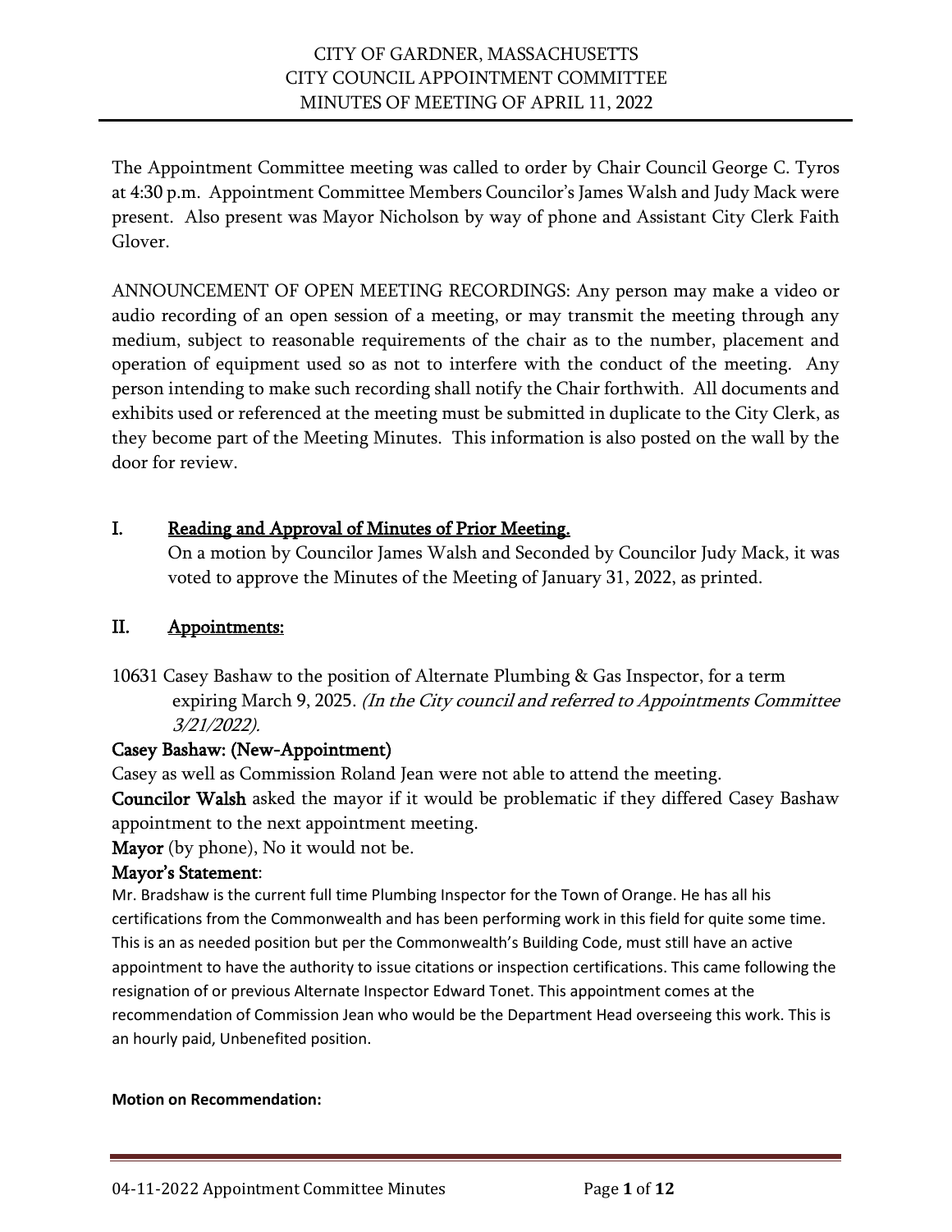# CITY OF GARDNER, MASSACHUSETTS
# CITY COUNCIL APPOINTMENT COMMITTEE
# MINUTES OF MEETING OF APRIL 11, 2022

The Appointment Committee meeting was called to order by Chair Council George C. Tyros at 4:30 p.m. Appointment Committee Members Councilor's James Walsh and Judy Mack were present. Also present was Mayor Nicholson by way of phone and Assistant City Clerk Faith Glover.

ANNOUNCEMENT OF OPEN MEETING RECORDINGS: Any person may make a video or audio recording of an open session of a meeting, or may transmit the meeting through any medium, subject to reasonable requirements of the chair as to the number, placement and operation of equipment used so as not to interfere with the conduct of the meeting. Any person intending to make such recording shall notify the Chair forthwith. All documents and exhibits used or referenced at the meeting must be submitted in duplicate to the City Clerk, as they become part of the Meeting Minutes. This information is also posted on the wall by the door for review.

## I. Reading and Approval of Minutes of Prior Meeting.

On a motion by Councilor James Walsh and Seconded by Councilor Judy Mack, it was voted to approve the Minutes of the Meeting of January 31, 2022, as printed.

## II. Appointments:

10631 Casey Bashaw to the position of Alternate Plumbing & Gas Inspector, for a term expiring March 9, 2025. *(In the City council and referred to Appointments Committee 3/21/2022).*

**Casey Bashaw: (New-Appointment)**

Casey as well as Commission Roland Jean were not able to attend the meeting.

**Councilor Walsh** asked the mayor if it would be problematic if they differed Casey Bashaw appointment to the next appointment meeting.

**Mayor** (by phone), No it would not be.

**Mayor's Statement**:

Mr. Bradshaw is the current full time Plumbing Inspector for the Town of Orange. He has all his certifications from the Commonwealth and has been performing work in this field for quite some time. This is an as needed position but per the Commonwealth's Building Code, must still have an active appointment to have the authority to issue citations or inspection certifications. This came following the resignation of or previous Alternate Inspector Edward Tonet. This appointment comes at the recommendation of Commission Jean who would be the Department Head overseeing this work. This is an hourly paid, Unbenefited position.

**Motion on Recommendation:**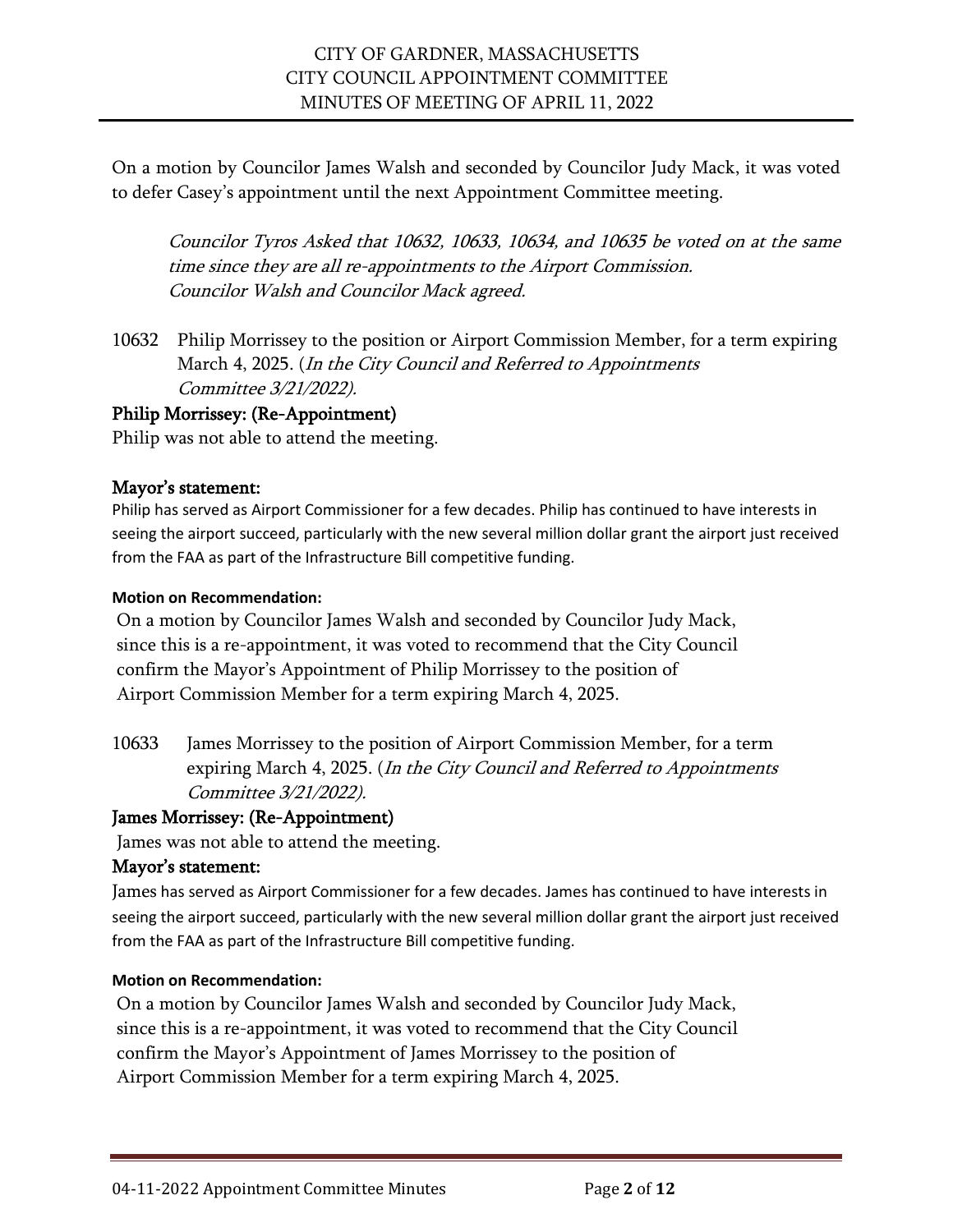On a motion by Councilor James Walsh and seconded by Councilor Judy Mack, it was voted to defer Casey's appointment until the next Appointment Committee meeting.

*Councilor Tyros Asked that 10632, 10633, 10634, and 10635 be voted on at the same time since they are all re-appointments to the Airport Commission.*
*Councilor Walsh and Councilor Mack agreed.*

10632 Philip Morrissey to the position or Airport Commission Member, for a term expiring March 4, 2025. (*In the City Council and Referred to Appointments Committee 3/21/2022).*

### Philip Morrissey: (Re-Appointment)

Philip was not able to attend the meeting.

### Mayor's statement:

Philip has served as Airport Commissioner for a few decades. Philip has continued to have interests in seeing the airport succeed, particularly with the new several million dollar grant the airport just received from the FAA as part of the Infrastructure Bill competitive funding.

**Motion on Recommendation:**

On a motion by Councilor James Walsh and seconded by Councilor Judy Mack, since this is a re-appointment, it was voted to recommend that the City Council confirm the Mayor's Appointment of Philip Morrissey to the position of Airport Commission Member for a term expiring March 4, 2025.

10633 James Morrissey to the position of Airport Commission Member, for a term expiring March 4, 2025. (*In the City Council and Referred to Appointments Committee 3/21/2022).*

### James Morrissey: (Re-Appointment)

James was not able to attend the meeting.

### Mayor's statement:

James has served as Airport Commissioner for a few decades. James has continued to have interests in seeing the airport succeed, particularly with the new several million dollar grant the airport just received from the FAA as part of the Infrastructure Bill competitive funding.

**Motion on Recommendation:**

On a motion by Councilor James Walsh and seconded by Councilor Judy Mack, since this is a re-appointment, it was voted to recommend that the City Council confirm the Mayor's Appointment of James Morrissey to the position of Airport Commission Member for a term expiring March 4, 2025.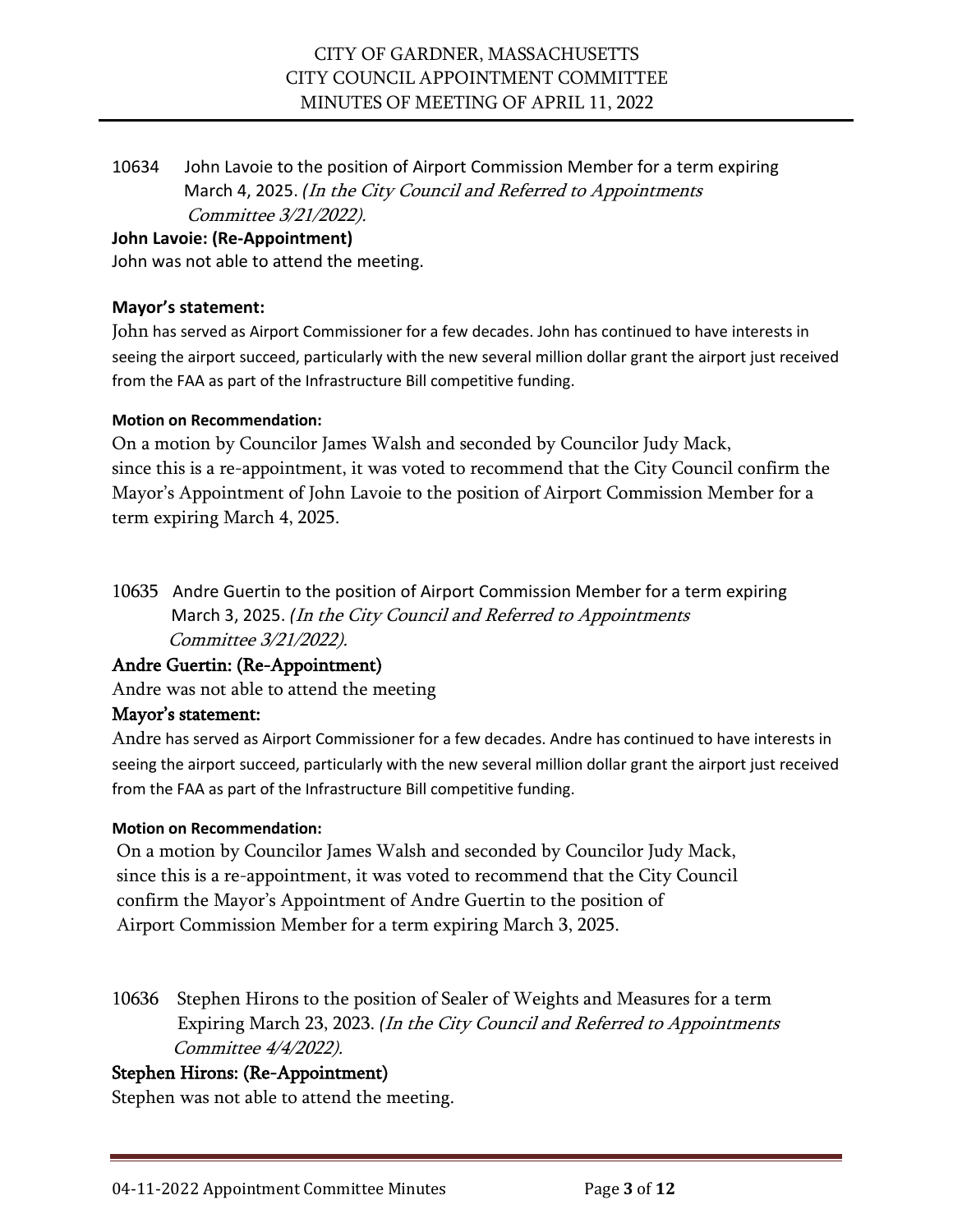10634 John Lavoie to the position of Airport Commission Member for a term expiring March 4, 2025. *(In the City Council and Referred to Appointments Committee 3/21/2022).*

**John Lavoie: (Re-Appointment)**

John was not able to attend the meeting.

**Mayor's statement:**

John has served as Airport Commissioner for a few decades. John has continued to have interests in seeing the airport succeed, particularly with the new several million dollar grant the airport just received from the FAA as part of the Infrastructure Bill competitive funding.

**Motion on Recommendation:**

On a motion by Councilor James Walsh and seconded by Councilor Judy Mack, since this is a re-appointment, it was voted to recommend that the City Council confirm the Mayor's Appointment of John Lavoie to the position of Airport Commission Member for a term expiring March 4, 2025.

10635 Andre Guertin to the position of Airport Commission Member for a term expiring March 3, 2025. *(In the City Council and Referred to Appointments Committee 3/21/2022).*

**Andre Guertin: (Re-Appointment)**

Andre was not able to attend the meeting

**Mayor's statement:**

Andre has served as Airport Commissioner for a few decades. Andre has continued to have interests in seeing the airport succeed, particularly with the new several million dollar grant the airport just received from the FAA as part of the Infrastructure Bill competitive funding.

**Motion on Recommendation:**

On a motion by Councilor James Walsh and seconded by Councilor Judy Mack, since this is a re-appointment, it was voted to recommend that the City Council confirm the Mayor's Appointment of Andre Guertin to the position of Airport Commission Member for a term expiring March 3, 2025.

10636 Stephen Hirons to the position of Sealer of Weights and Measures for a term Expiring March 23, 2023. *(In the City Council and Referred to Appointments Committee 4/4/2022).*

**Stephen Hirons: (Re-Appointment)**

Stephen was not able to attend the meeting.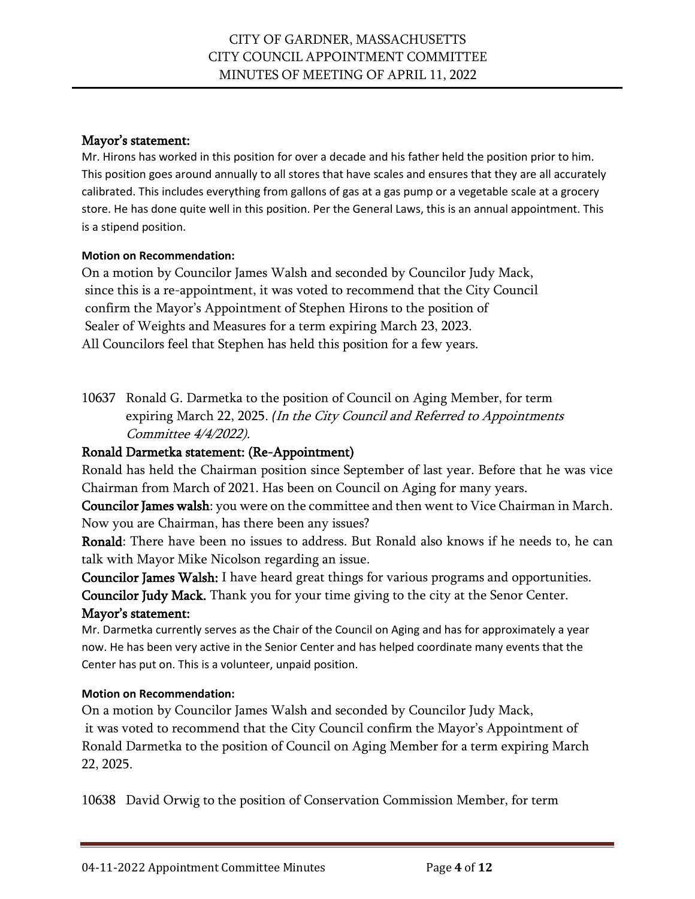**Mayor's statement:**

Mr. Hirons has worked in this position for over a decade and his father held the position prior to him. This position goes around annually to all stores that have scales and ensures that they are all accurately calibrated. This includes everything from gallons of gas at a gas pump or a vegetable scale at a grocery store. He has done quite well in this position. Per the General Laws, this is an annual appointment. This is a stipend position.

**Motion on Recommendation:**

On a motion by Councilor James Walsh and seconded by Councilor Judy Mack, since this is a re-appointment, it was voted to recommend that the City Council confirm the Mayor's Appointment of Stephen Hirons to the position of Sealer of Weights and Measures for a term expiring March 23, 2023. All Councilors feel that Stephen has held this position for a few years.

10637 Ronald G. Darmetka to the position of Council on Aging Member, for term expiring March 22, 2025. *(In the City Council and Referred to Appointments Committee 4/4/2022).*

**Ronald Darmetka statement: (Re-Appointment)**

Ronald has held the Chairman position since September of last year. Before that he was vice Chairman from March of 2021. Has been on Council on Aging for many years.

**Councilor James walsh**: you were on the committee and then went to Vice Chairman in March. Now you are Chairman, has there been any issues?

**Ronald**: There have been no issues to address. But Ronald also knows if he needs to, he can talk with Mayor Mike Nicolson regarding an issue.

**Councilor James Walsh:** I have heard great things for various programs and opportunities.

**Councilor Judy Mack.** Thank you for your time giving to the city at the Senor Center.

**Mayor's statement:**

Mr. Darmetka currently serves as the Chair of the Council on Aging and has for approximately a year now. He has been very active in the Senior Center and has helped coordinate many events that the Center has put on. This is a volunteer, unpaid position.

**Motion on Recommendation:**

On a motion by Councilor James Walsh and seconded by Councilor Judy Mack, it was voted to recommend that the City Council confirm the Mayor's Appointment of Ronald Darmetka to the position of Council on Aging Member for a term expiring March 22, 2025.

10638 David Orwig to the position of Conservation Commission Member, for term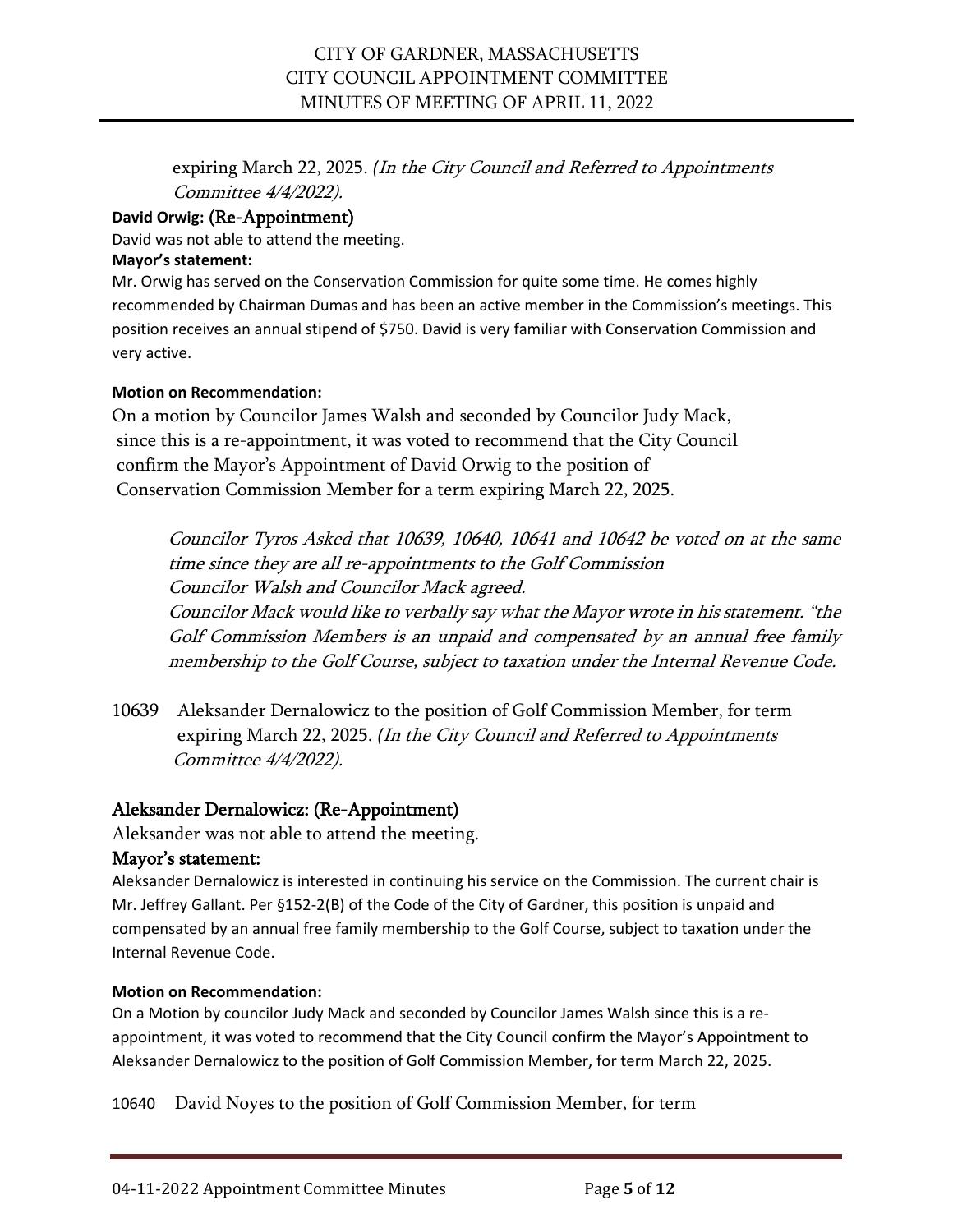expiring March 22, 2025. *(In the City Council and Referred to Appointments Committee 4/4/2022).*

**David Orwig:** (Re-Appointment)

David was not able to attend the meeting.

**Mayor's statement:**

Mr. Orwig has served on the Conservation Commission for quite some time. He comes highly recommended by Chairman Dumas and has been an active member in the Commission's meetings. This position receives an annual stipend of $750. David is very familiar with Conservation Commission and very active.

**Motion on Recommendation:**

On a motion by Councilor James Walsh and seconded by Councilor Judy Mack, since this is a re-appointment, it was voted to recommend that the City Council confirm the Mayor's Appointment of David Orwig to the position of Conservation Commission Member for a term expiring March 22, 2025.

*Councilor Tyros Asked that 10639, 10640, 10641 and 10642 be voted on at the same time since they are all re-appointments to the Golf Commission*
*Councilor Walsh and Councilor Mack agreed.*
*Councilor Mack would like to verbally say what the Mayor wrote in his statement. "the Golf Commission Members is an unpaid and compensated by an annual free family membership to the Golf Course, subject to taxation under the Internal Revenue Code.*

10639 Aleksander Dernalowicz to the position of Golf Commission Member, for term expiring March 22, 2025. *(In the City Council and Referred to Appointments Committee 4/4/2022).*

## Aleksander Dernalowicz: (Re-Appointment)

Aleksander was not able to attend the meeting.

### Mayor's statement:

Aleksander Dernalowicz is interested in continuing his service on the Commission. The current chair is Mr. Jeffrey Gallant. Per §152-2(B) of the Code of the City of Gardner, this position is unpaid and compensated by an annual free family membership to the Golf Course, subject to taxation under the Internal Revenue Code.

**Motion on Recommendation:**

On a Motion by councilor Judy Mack and seconded by Councilor James Walsh since this is a re-appointment, it was voted to recommend that the City Council confirm the Mayor's Appointment to Aleksander Dernalowicz to the position of Golf Commission Member, for term March 22, 2025.

10640 David Noyes to the position of Golf Commission Member, for term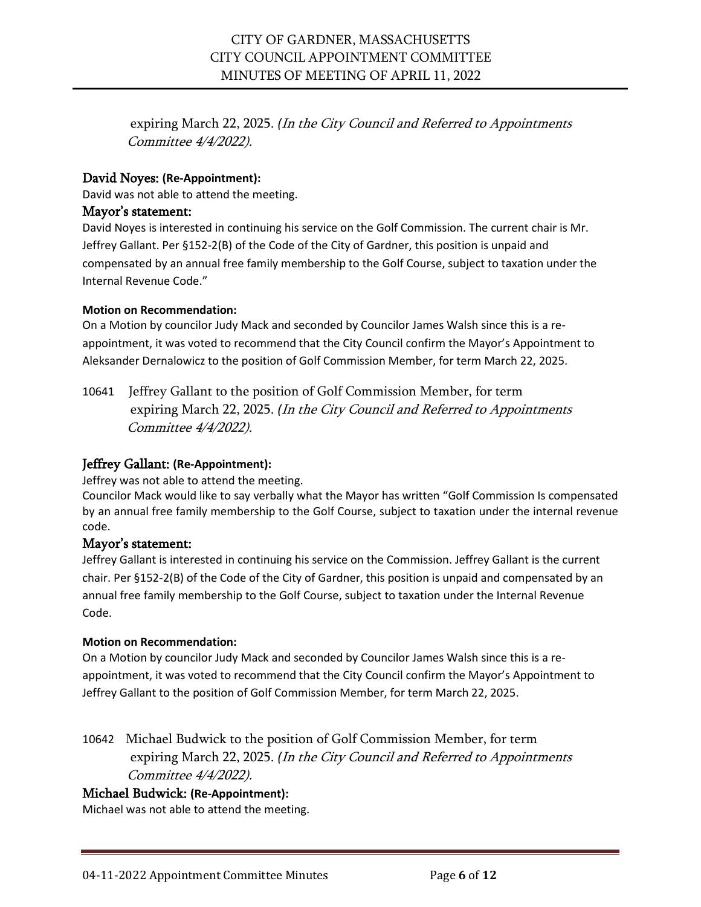expiring March 22, 2025. *(In the City Council and Referred to Appointments Committee 4/4/2022).*

### David Noyes: **(Re-Appointment):**

David was not able to attend the meeting.

### Mayor's statement:

David Noyes is interested in continuing his service on the Golf Commission. The current chair is Mr. Jeffrey Gallant. Per §152-2(B) of the Code of the City of Gardner, this position is unpaid and compensated by an annual free family membership to the Golf Course, subject to taxation under the Internal Revenue Code."

**Motion on Recommendation:**

On a Motion by councilor Judy Mack and seconded by Councilor James Walsh since this is a re-appointment, it was voted to recommend that the City Council confirm the Mayor's Appointment to Aleksander Dernalowicz to the position of Golf Commission Member, for term March 22, 2025.

10641 Jeffrey Gallant to the position of Golf Commission Member, for term expiring March 22, 2025. *(In the City Council and Referred to Appointments Committee 4/4/2022).*

### Jeffrey Gallant: **(Re-Appointment):**

Jeffrey was not able to attend the meeting.

Councilor Mack would like to say verbally what the Mayor has written "Golf Commission Is compensated by an annual free family membership to the Golf Course, subject to taxation under the internal revenue code.

### Mayor's statement:

Jeffrey Gallant is interested in continuing his service on the Commission. Jeffrey Gallant is the current chair. Per §152-2(B) of the Code of the City of Gardner, this position is unpaid and compensated by an annual free family membership to the Golf Course, subject to taxation under the Internal Revenue Code.

**Motion on Recommendation:**

On a Motion by councilor Judy Mack and seconded by Councilor James Walsh since this is a re-appointment, it was voted to recommend that the City Council confirm the Mayor's Appointment to Jeffrey Gallant to the position of Golf Commission Member, for term March 22, 2025.

10642 Michael Budwick to the position of Golf Commission Member, for term expiring March 22, 2025. *(In the City Council and Referred to Appointments Committee 4/4/2022).*

### Michael Budwick: **(Re-Appointment):**

Michael was not able to attend the meeting.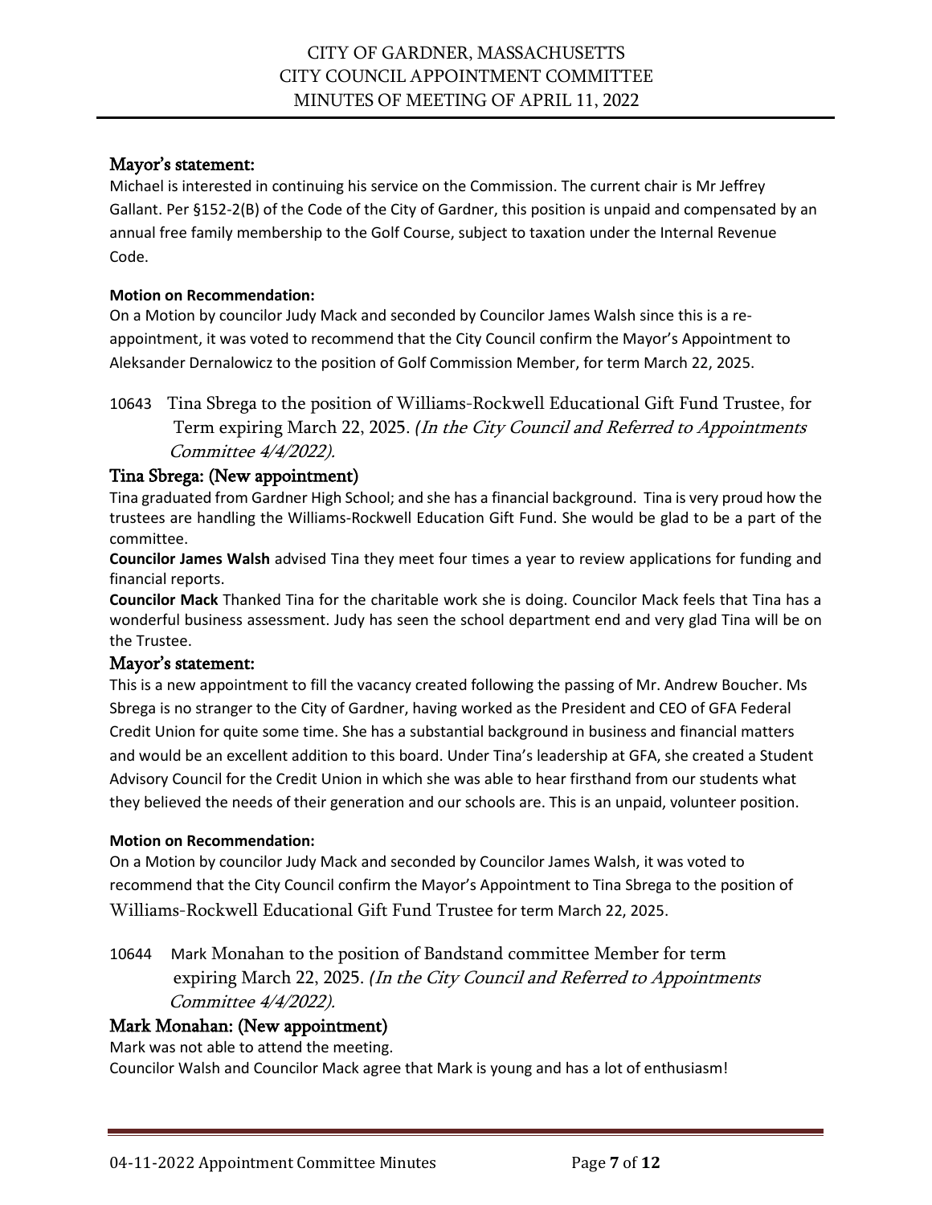### Mayor's statement:

Michael is interested in continuing his service on the Commission. The current chair is Mr Jeffrey Gallant. Per §152-2(B) of the Code of the City of Gardner, this position is unpaid and compensated by an annual free family membership to the Golf Course, subject to taxation under the Internal Revenue Code.

**Motion on Recommendation:**

On a Motion by councilor Judy Mack and seconded by Councilor James Walsh since this is a re-appointment, it was voted to recommend that the City Council confirm the Mayor's Appointment to Aleksander Dernalowicz to the position of Golf Commission Member, for term March 22, 2025.

10643 Tina Sbrega to the position of Williams-Rockwell Educational Gift Fund Trustee, for Term expiring March 22, 2025. *(In the City Council and Referred to Appointments Committee 4/4/2022).*

### Tina Sbrega: (New appointment)

Tina graduated from Gardner High School; and she has a financial background. Tina is very proud how the trustees are handling the Williams-Rockwell Education Gift Fund. She would be glad to be a part of the committee.

**Councilor James Walsh** advised Tina they meet four times a year to review applications for funding and financial reports.

**Councilor Mack** Thanked Tina for the charitable work she is doing. Councilor Mack feels that Tina has a wonderful business assessment. Judy has seen the school department end and very glad Tina will be on the Trustee.

### Mayor's statement:

This is a new appointment to fill the vacancy created following the passing of Mr. Andrew Boucher. Ms Sbrega is no stranger to the City of Gardner, having worked as the President and CEO of GFA Federal Credit Union for quite some time. She has a substantial background in business and financial matters and would be an excellent addition to this board. Under Tina's leadership at GFA, she created a Student Advisory Council for the Credit Union in which she was able to hear firsthand from our students what they believed the needs of their generation and our schools are. This is an unpaid, volunteer position.

**Motion on Recommendation:**

On a Motion by councilor Judy Mack and seconded by Councilor James Walsh, it was voted to recommend that the City Council confirm the Mayor's Appointment to Tina Sbrega to the position of Williams-Rockwell Educational Gift Fund Trustee for term March 22, 2025.

10644 Mark Monahan to the position of Bandstand committee Member for term expiring March 22, 2025. *(In the City Council and Referred to Appointments Committee 4/4/2022).*

### Mark Monahan: (New appointment)

Mark was not able to attend the meeting.

Councilor Walsh and Councilor Mack agree that Mark is young and has a lot of enthusiasm!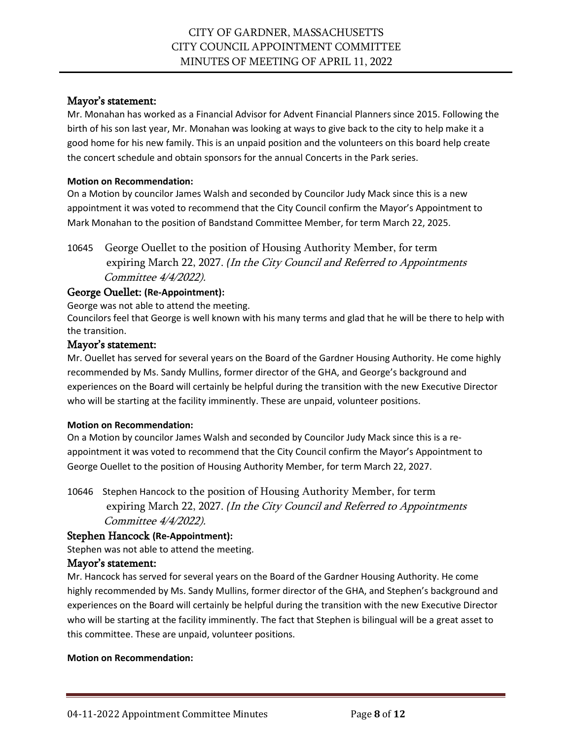### Mayor's statement:

Mr. Monahan has worked as a Financial Advisor for Advent Financial Planners since 2015. Following the birth of his son last year, Mr. Monahan was looking at ways to give back to the city to help make it a good home for his new family. This is an unpaid position and the volunteers on this board help create the concert schedule and obtain sponsors for the annual Concerts in the Park series.

**Motion on Recommendation:**

On a Motion by councilor James Walsh and seconded by Councilor Judy Mack since this is a new appointment it was voted to recommend that the City Council confirm the Mayor's Appointment to Mark Monahan to the position of Bandstand Committee Member, for term March 22, 2025.

10645 George Ouellet to the position of Housing Authority Member, for term expiring March 22, 2027. *(In the City Council and Referred to Appointments Committee 4/4/2022).*

### George Ouellet: **(Re-Appointment):**

George was not able to attend the meeting.

Councilors feel that George is well known with his many terms and glad that he will be there to help with the transition.

### Mayor's statement:

Mr. Ouellet has served for several years on the Board of the Gardner Housing Authority. He come highly recommended by Ms. Sandy Mullins, former director of the GHA, and George's background and experiences on the Board will certainly be helpful during the transition with the new Executive Director who will be starting at the facility imminently. These are unpaid, volunteer positions.

**Motion on Recommendation:**

On a Motion by councilor James Walsh and seconded by Councilor Judy Mack since this is a re-appointment it was voted to recommend that the City Council confirm the Mayor's Appointment to George Ouellet to the position of Housing Authority Member, for term March 22, 2027.

10646 Stephen Hancock to the position of Housing Authority Member, for term expiring March 22, 2027. *(In the City Council and Referred to Appointments Committee 4/4/2022).*

### Stephen Hancock **(Re-Appointment):**

Stephen was not able to attend the meeting.

### Mayor's statement:

Mr. Hancock has served for several years on the Board of the Gardner Housing Authority. He come highly recommended by Ms. Sandy Mullins, former director of the GHA, and Stephen's background and experiences on the Board will certainly be helpful during the transition with the new Executive Director who will be starting at the facility imminently. The fact that Stephen is bilingual will be a great asset to this committee. These are unpaid, volunteer positions.

**Motion on Recommendation:**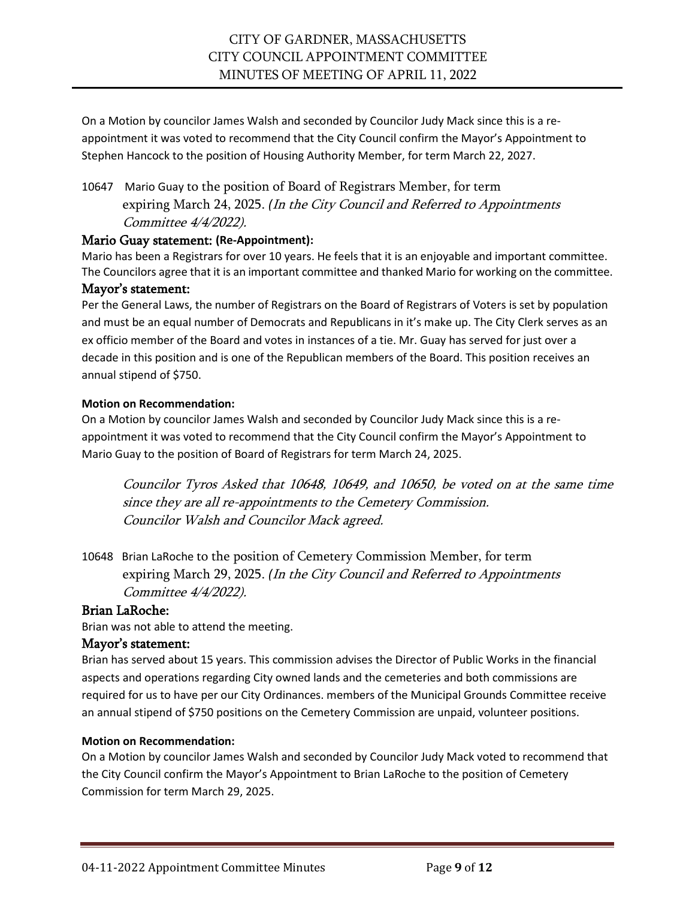On a Motion by councilor James Walsh and seconded by Councilor Judy Mack since this is a re-appointment it was voted to recommend that the City Council confirm the Mayor's Appointment to Stephen Hancock to the position of Housing Authority Member, for term March 22, 2027.

10647 Mario Guay to the position of Board of Registrars Member, for term expiring March 24, 2025. *(In the City Council and Referred to Appointments Committee 4/4/2022).*

### Mario Guay statement: **(Re-Appointment):**

Mario has been a Registrars for over 10 years. He feels that it is an enjoyable and important committee. The Councilors agree that it is an important committee and thanked Mario for working on the committee.

### Mayor's statement:

Per the General Laws, the number of Registrars on the Board of Registrars of Voters is set by population and must be an equal number of Democrats and Republicans in it's make up. The City Clerk serves as an ex officio member of the Board and votes in instances of a tie. Mr. Guay has served for just over a decade in this position and is one of the Republican members of the Board. This position receives an annual stipend of $750.

**Motion on Recommendation:**

On a Motion by councilor James Walsh and seconded by Councilor Judy Mack since this is a re-appointment it was voted to recommend that the City Council confirm the Mayor's Appointment to Mario Guay to the position of Board of Registrars for term March 24, 2025.

*Councilor Tyros Asked that 10648, 10649, and 10650, be voted on at the same time since they are all re-appointments to the Cemetery Commission.*
*Councilor Walsh and Councilor Mack agreed.*

10648 Brian LaRoche to the position of Cemetery Commission Member, for term expiring March 29, 2025. *(In the City Council and Referred to Appointments Committee 4/4/2022).*

### Brian LaRoche:

Brian was not able to attend the meeting.

### Mayor's statement:

Brian has served about 15 years. This commission advises the Director of Public Works in the financial aspects and operations regarding City owned lands and the cemeteries and both commissions are required for us to have per our City Ordinances. members of the Municipal Grounds Committee receive an annual stipend of $750 positions on the Cemetery Commission are unpaid, volunteer positions.

**Motion on Recommendation:**

On a Motion by councilor James Walsh and seconded by Councilor Judy Mack voted to recommend that the City Council confirm the Mayor's Appointment to Brian LaRoche to the position of Cemetery Commission for term March 29, 2025.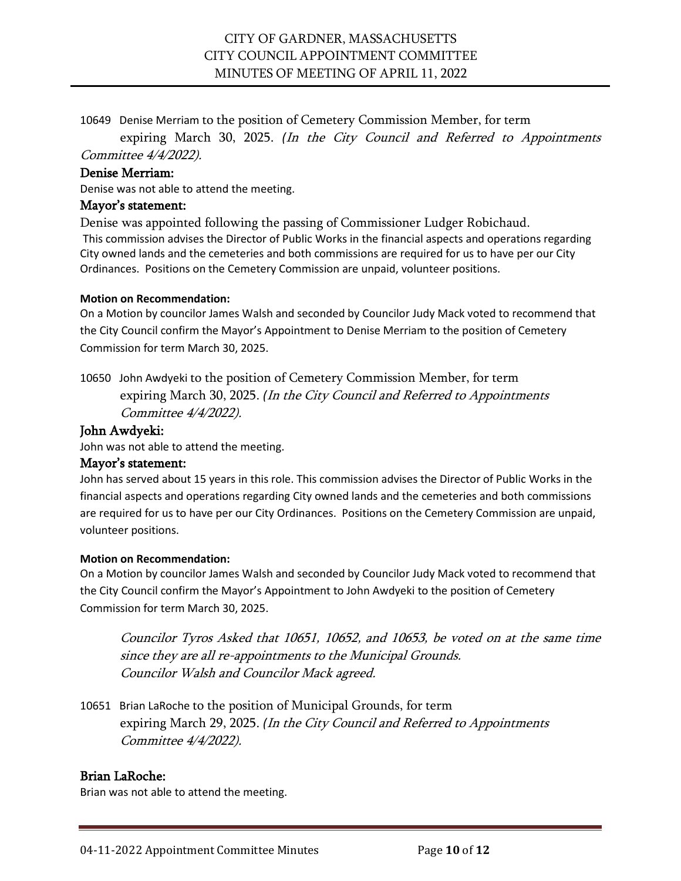10649 Denise Merriam to the position of Cemetery Commission Member, for term expiring March 30, 2025. *(In the City Council and Referred to Appointments Committee 4/4/2022).*

### Denise Merriam:

Denise was not able to attend the meeting.

### Mayor's statement:

Denise was appointed following the passing of Commissioner Ludger Robichaud.
This commission advises the Director of Public Works in the financial aspects and operations regarding City owned lands and the cemeteries and both commissions are required for us to have per our City Ordinances. Positions on the Cemetery Commission are unpaid, volunteer positions.

**Motion on Recommendation:**

On a Motion by councilor James Walsh and seconded by Councilor Judy Mack voted to recommend that the City Council confirm the Mayor's Appointment to Denise Merriam to the position of Cemetery Commission for term March 30, 2025.

10650 John Awdyeki to the position of Cemetery Commission Member, for term expiring March 30, 2025. *(In the City Council and Referred to Appointments Committee 4/4/2022).*

### John Awdyeki:

John was not able to attend the meeting.

### Mayor's statement:

John has served about 15 years in this role. This commission advises the Director of Public Works in the financial aspects and operations regarding City owned lands and the cemeteries and both commissions are required for us to have per our City Ordinances. Positions on the Cemetery Commission are unpaid, volunteer positions.

**Motion on Recommendation:**

On a Motion by councilor James Walsh and seconded by Councilor Judy Mack voted to recommend that the City Council confirm the Mayor's Appointment to John Awdyeki to the position of Cemetery Commission for term March 30, 2025.

*Councilor Tyros Asked that 10651, 10652, and 10653, be voted on at the same time since they are all re-appointments to the Municipal Grounds.*
*Councilor Walsh and Councilor Mack agreed.*

10651 Brian LaRoche to the position of Municipal Grounds, for term expiring March 29, 2025. *(In the City Council and Referred to Appointments Committee 4/4/2022).*

### Brian LaRoche:

Brian was not able to attend the meeting.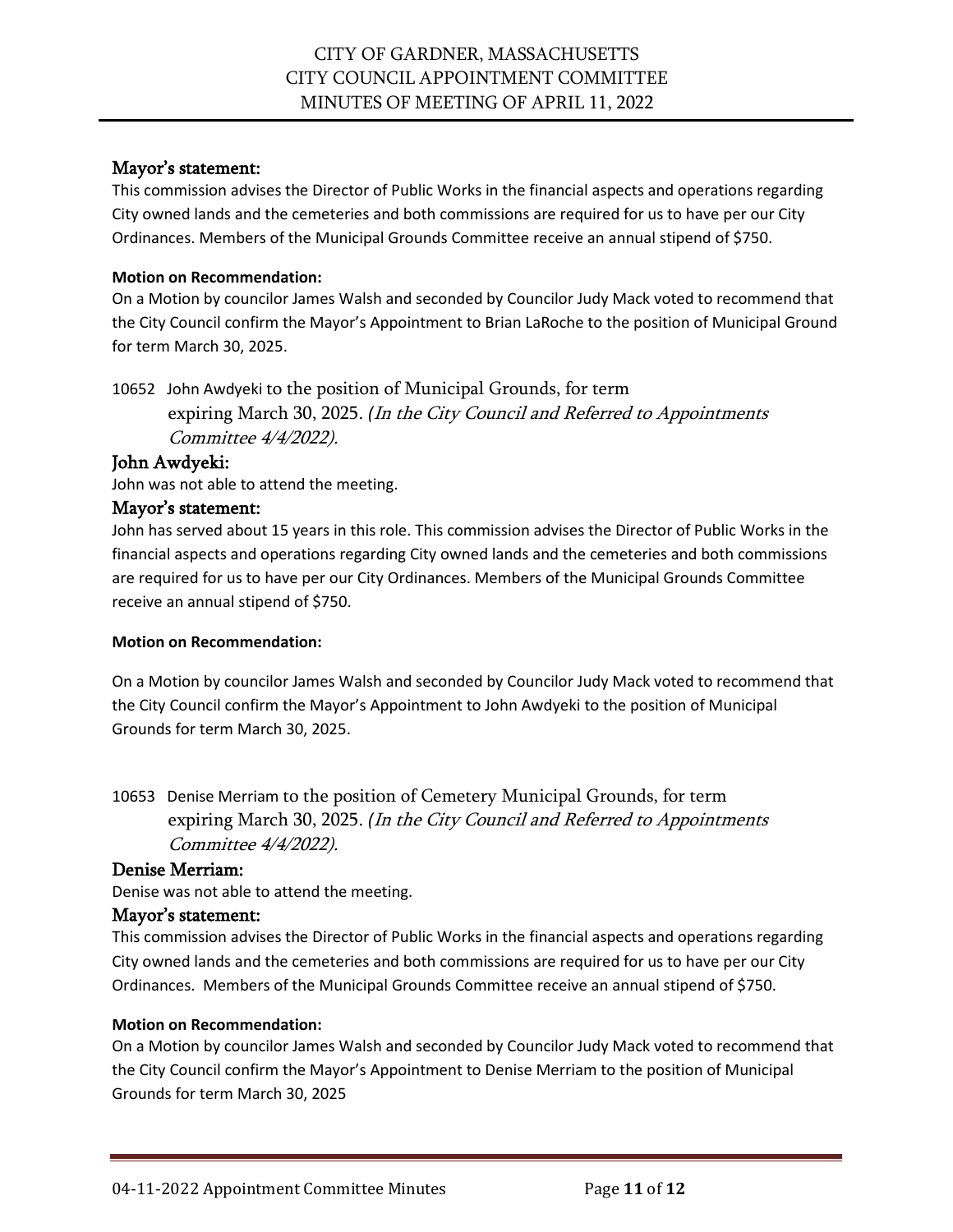### Mayor's statement:

This commission advises the Director of Public Works in the financial aspects and operations regarding City owned lands and the cemeteries and both commissions are required for us to have per our City Ordinances. Members of the Municipal Grounds Committee receive an annual stipend of $750.

**Motion on Recommendation:**

On a Motion by councilor James Walsh and seconded by Councilor Judy Mack voted to recommend that the City Council confirm the Mayor's Appointment to Brian LaRoche to the position of Municipal Ground for term March 30, 2025.

10652 John Awdyeki to the position of Municipal Grounds, for term expiring March 30, 2025. *(In the City Council and Referred to Appointments Committee 4/4/2022).*

### John Awdyeki:

John was not able to attend the meeting.

### Mayor's statement:

John has served about 15 years in this role. This commission advises the Director of Public Works in the financial aspects and operations regarding City owned lands and the cemeteries and both commissions are required for us to have per our City Ordinances. Members of the Municipal Grounds Committee receive an annual stipend of $750.

**Motion on Recommendation:**

On a Motion by councilor James Walsh and seconded by Councilor Judy Mack voted to recommend that the City Council confirm the Mayor's Appointment to John Awdyeki to the position of Municipal Grounds for term March 30, 2025.

10653 Denise Merriam to the position of Cemetery Municipal Grounds, for term expiring March 30, 2025. *(In the City Council and Referred to Appointments Committee 4/4/2022).*

### Denise Merriam:

Denise was not able to attend the meeting.

### Mayor's statement:

This commission advises the Director of Public Works in the financial aspects and operations regarding City owned lands and the cemeteries and both commissions are required for us to have per our City Ordinances. Members of the Municipal Grounds Committee receive an annual stipend of $750.

**Motion on Recommendation:**

On a Motion by councilor James Walsh and seconded by Councilor Judy Mack voted to recommend that the City Council confirm the Mayor's Appointment to Denise Merriam to the position of Municipal Grounds for term March 30, 2025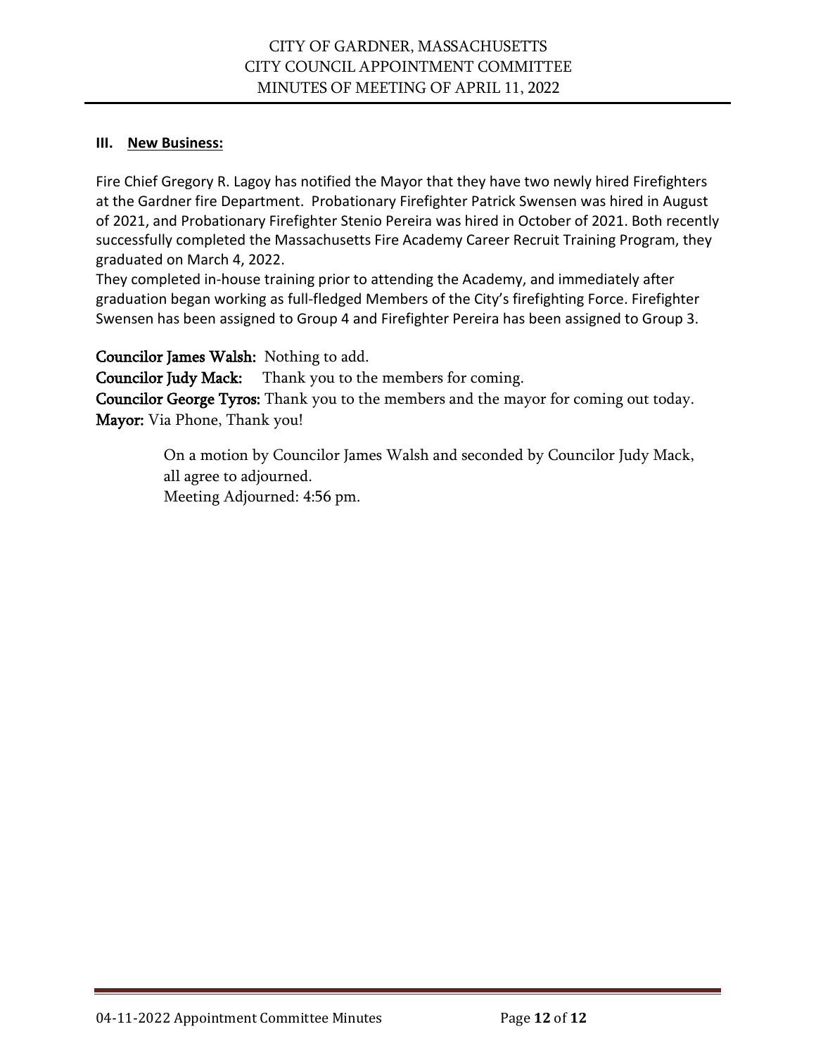## III. New Business:

Fire Chief Gregory R. Lagoy has notified the Mayor that they have two newly hired Firefighters at the Gardner fire Department. Probationary Firefighter Patrick Swensen was hired in August of 2021, and Probationary Firefighter Stenio Pereira was hired in October of 2021. Both recently successfully completed the Massachusetts Fire Academy Career Recruit Training Program, they graduated on March 4, 2022.

They completed in-house training prior to attending the Academy, and immediately after graduation began working as full-fledged Members of the City's firefighting Force. Firefighter Swensen has been assigned to Group 4 and Firefighter Pereira has been assigned to Group 3.

**Councilor James Walsh:** Nothing to add.
**Councilor Judy Mack:** Thank you to the members for coming.
**Councilor George Tyros:** Thank you to the members and the mayor for coming out today.
**Mayor:** Via Phone, Thank you!

> On a motion by Councilor James Walsh and seconded by Councilor Judy Mack, all agree to adjourned.
> Meeting Adjourned: 4:56 pm.